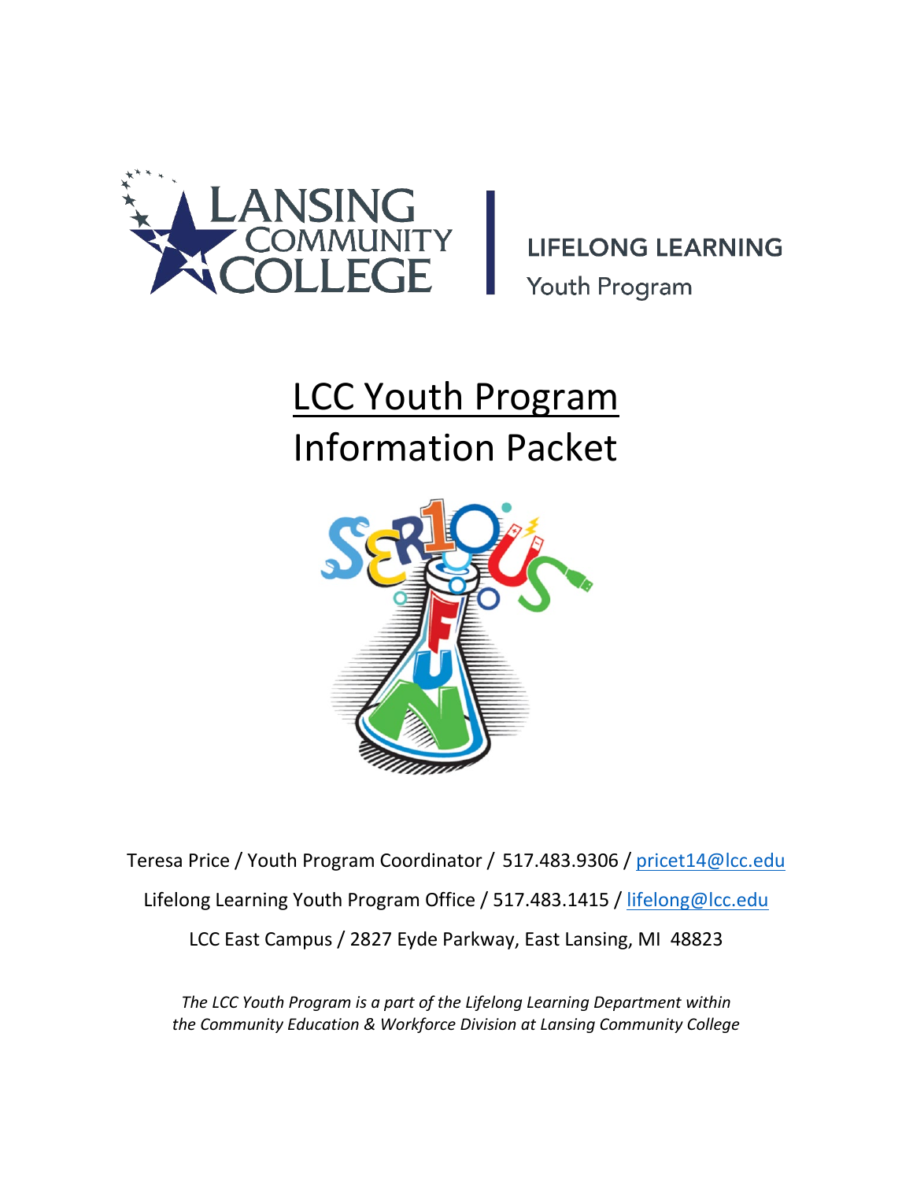LANSING COMMUNITY COLLEGE | LIFELONG LEARNING Youth Program

# LCC Youth Program Information Packet

Teresa Price / Youth Program Coordinator / 517.483.9306 / pricet14@lcc.edu

Lifelong Learning Youth Program Office / 517.483.1415 / lifelong@lcc.edu

LCC East Campus / 2827 Eyde Parkway, East Lansing, MI 48823

*The LCC Youth Program is a part of the Lifelong Learning Department within the Community Education & Workforce Division at Lansing Community College*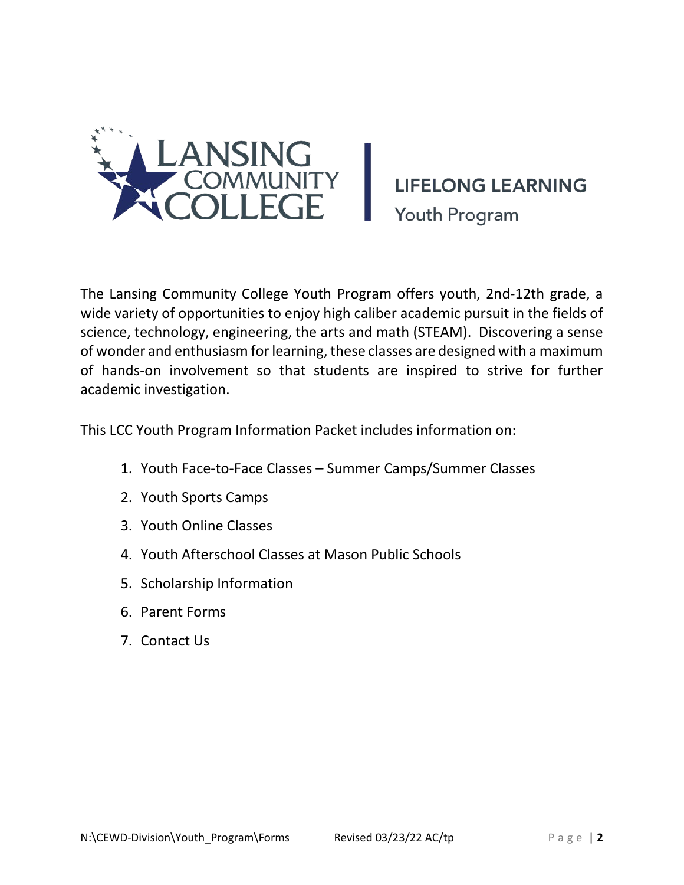# LANSING COMMUNITY COLLEGE | LIFELONG LEARNING

## Youth Program

The Lansing Community College Youth Program offers youth, 2nd-12th grade, a wide variety of opportunities to enjoy high caliber academic pursuit in the fields of science, technology, engineering, the arts and math (STEAM). Discovering a sense of wonder and enthusiasm for learning, these classes are designed with a maximum of hands-on involvement so that students are inspired to strive for further academic investigation.

This LCC Youth Program Information Packet includes information on:

1. Youth Face-to-Face Classes – Summer Camps/Summer Classes
2. Youth Sports Camps
3. Youth Online Classes
4. Youth Afterschool Classes at Mason Public Schools
5. Scholarship Information
6. Parent Forms
7. Contact Us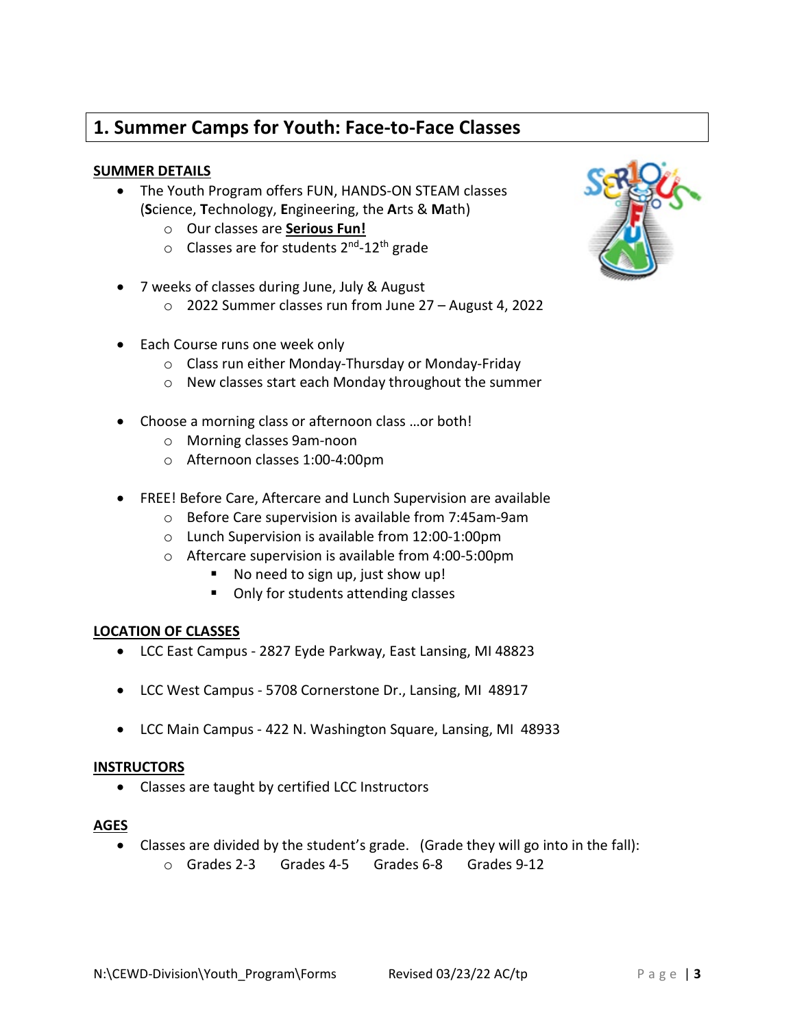## 1. Summer Camps for Youth: Face-to-Face Classes

**SUMMER DETAILS**

- The Youth Program offers FUN, HANDS-ON STEAM classes (**S**cience, **T**echnology, **E**ngineering, the **A**rts & **M**ath)
  - Our classes are **Serious Fun!**
  - Classes are for students 2nd-12th grade
- 7 weeks of classes during June, July & August
  - 2022 Summer classes run from June 27 – August 4, 2022
- Each Course runs one week only
  - Class run either Monday-Thursday or Monday-Friday
  - New classes start each Monday throughout the summer
- Choose a morning class or afternoon class …or both!
  - Morning classes 9am-noon
  - Afternoon classes 1:00-4:00pm
- FREE! Before Care, Aftercare and Lunch Supervision are available
  - Before Care supervision is available from 7:45am-9am
  - Lunch Supervision is available from 12:00-1:00pm
  - Aftercare supervision is available from 4:00-5:00pm
    - No need to sign up, just show up!
    - Only for students attending classes

**LOCATION OF CLASSES**

- LCC East Campus - 2827 Eyde Parkway, East Lansing, MI 48823
- LCC West Campus - 5708 Cornerstone Dr., Lansing, MI 48917
- LCC Main Campus - 422 N. Washington Square, Lansing, MI 48933

**INSTRUCTORS**

- Classes are taught by certified LCC Instructors

**AGES**

- Classes are divided by the student's grade. (Grade they will go into in the fall):
  - Grades 2-3 Grades 4-5 Grades 6-8 Grades 9-12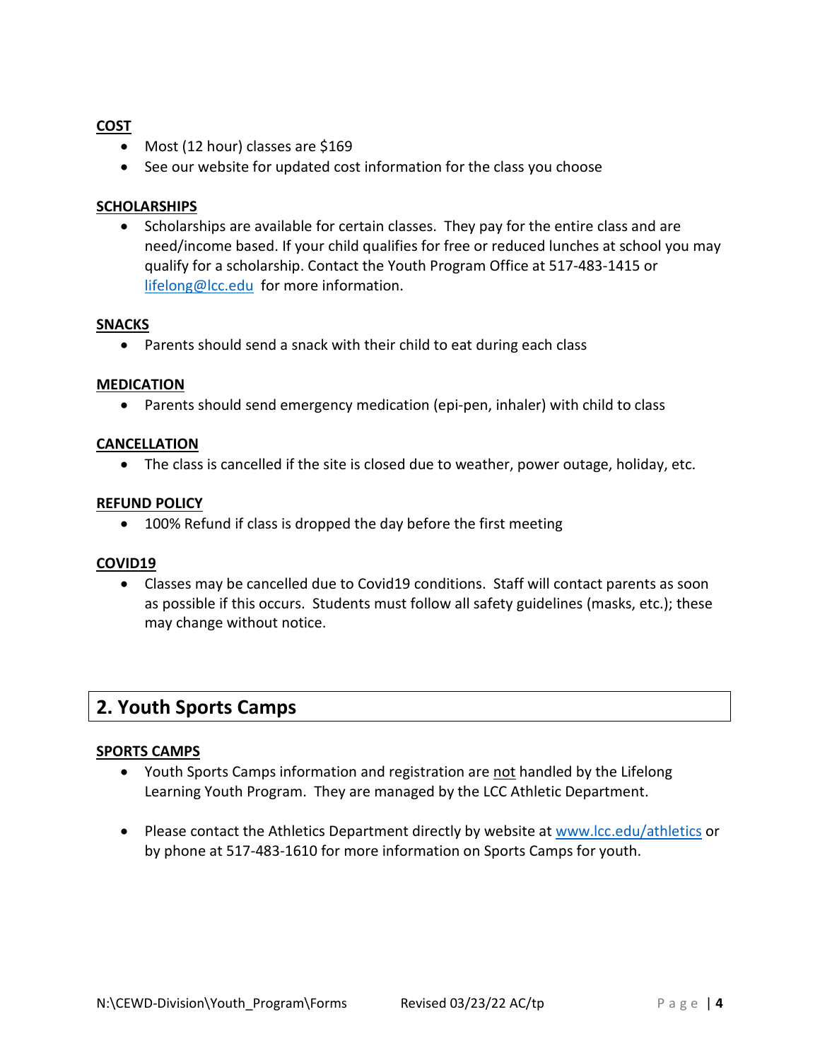**COST**

- Most (12 hour) classes are $169
- See our website for updated cost information for the class you choose

**SCHOLARSHIPS**

- Scholarships are available for certain classes. They pay for the entire class and are need/income based. If your child qualifies for free or reduced lunches at school you may qualify for a scholarship. Contact the Youth Program Office at 517-483-1415 or [lifelong@lcc.edu](mailto:lifelong@lcc.edu) for more information.

**SNACKS**

- Parents should send a snack with their child to eat during each class

**MEDICATION**

- Parents should send emergency medication (epi-pen, inhaler) with child to class

**CANCELLATION**

- The class is cancelled if the site is closed due to weather, power outage, holiday, etc.

**REFUND POLICY**

- 100% Refund if class is dropped the day before the first meeting

**COVID19**

- Classes may be cancelled due to Covid19 conditions. Staff will contact parents as soon as possible if this occurs. Students must follow all safety guidelines (masks, etc.); these may change without notice.

## 2. Youth Sports Camps

**SPORTS CAMPS**

- Youth Sports Camps information and registration are not handled by the Lifelong Learning Youth Program. They are managed by the LCC Athletic Department.

- Please contact the Athletics Department directly by website at [www.lcc.edu/athletics](http://www.lcc.edu/athletics) or by phone at 517-483-1610 for more information on Sports Camps for youth.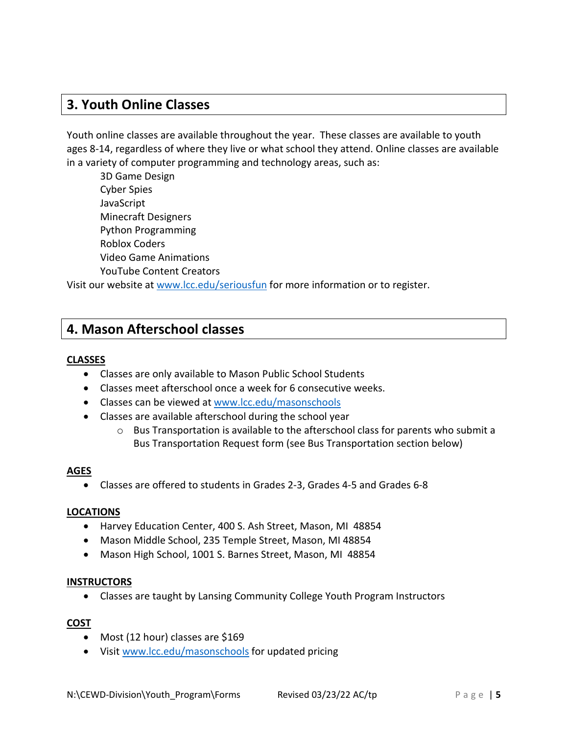## 3. Youth Online Classes

Youth online classes are available throughout the year. These classes are available to youth ages 8-14, regardless of where they live or what school they attend. Online classes are available in a variety of computer programming and technology areas, such as:

3D Game Design
Cyber Spies
JavaScript
Minecraft Designers
Python Programming
Roblox Coders
Video Game Animations
YouTube Content Creators

Visit our website at www.lcc.edu/seriousfun for more information or to register.

## 4. Mason Afterschool classes

**CLASSES**

- Classes are only available to Mason Public School Students
- Classes meet afterschool once a week for 6 consecutive weeks.
- Classes can be viewed at www.lcc.edu/masonschools
- Classes are available afterschool during the school year
  - Bus Transportation is available to the afterschool class for parents who submit a Bus Transportation Request form (see Bus Transportation section below)

**AGES**

- Classes are offered to students in Grades 2-3, Grades 4-5 and Grades 6-8

**LOCATIONS**

- Harvey Education Center, 400 S. Ash Street, Mason, MI 48854
- Mason Middle School, 235 Temple Street, Mason, MI 48854
- Mason High School, 1001 S. Barnes Street, Mason, MI 48854

**INSTRUCTORS**

- Classes are taught by Lansing Community College Youth Program Instructors

**COST**

- Most (12 hour) classes are $169
- Visit www.lcc.edu/masonschools for updated pricing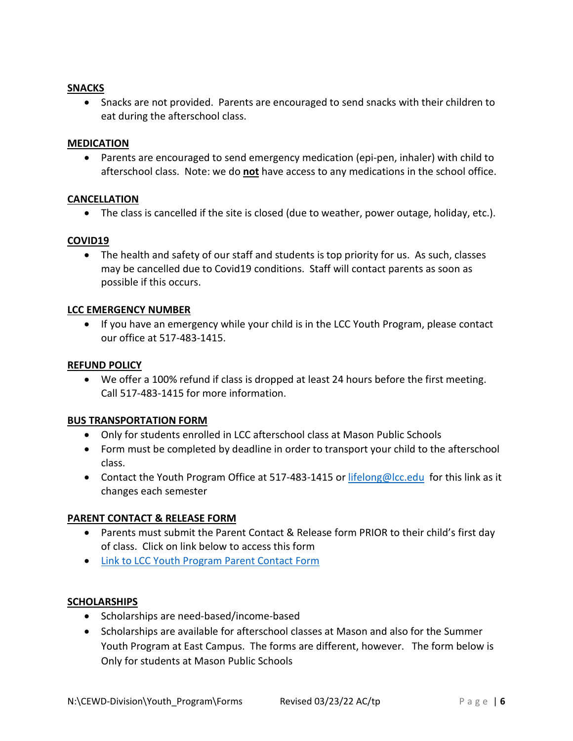## SNACKS

- Snacks are not provided. Parents are encouraged to send snacks with their children to eat during the afterschool class.

## MEDICATION

- Parents are encouraged to send emergency medication (epi-pen, inhaler) with child to afterschool class. Note: we do **not** have access to any medications in the school office.

## CANCELLATION

- The class is cancelled if the site is closed (due to weather, power outage, holiday, etc.).

## COVID19

- The health and safety of our staff and students is top priority for us. As such, classes may be cancelled due to Covid19 conditions. Staff will contact parents as soon as possible if this occurs.

## LCC EMERGENCY NUMBER

- If you have an emergency while your child is in the LCC Youth Program, please contact our office at 517-483-1415.

## REFUND POLICY

- We offer a 100% refund if class is dropped at least 24 hours before the first meeting. Call 517-483-1415 for more information.

## BUS TRANSPORTATION FORM

- Only for students enrolled in LCC afterschool class at Mason Public Schools
- Form must be completed by deadline in order to transport your child to the afterschool class.
- Contact the Youth Program Office at 517-483-1415 or [lifelong@lcc.edu](mailto:lifelong@lcc.edu) for this link as it changes each semester

## PARENT CONTACT & RELEASE FORM

- Parents must submit the Parent Contact & Release form PRIOR to their child's first day of class. Click on link below to access this form
- Link to LCC Youth Program Parent Contact Form

## SCHOLARSHIPS

- Scholarships are need-based/income-based
- Scholarships are available for afterschool classes at Mason and also for the Summer Youth Program at East Campus. The forms are different, however. The form below is Only for students at Mason Public Schools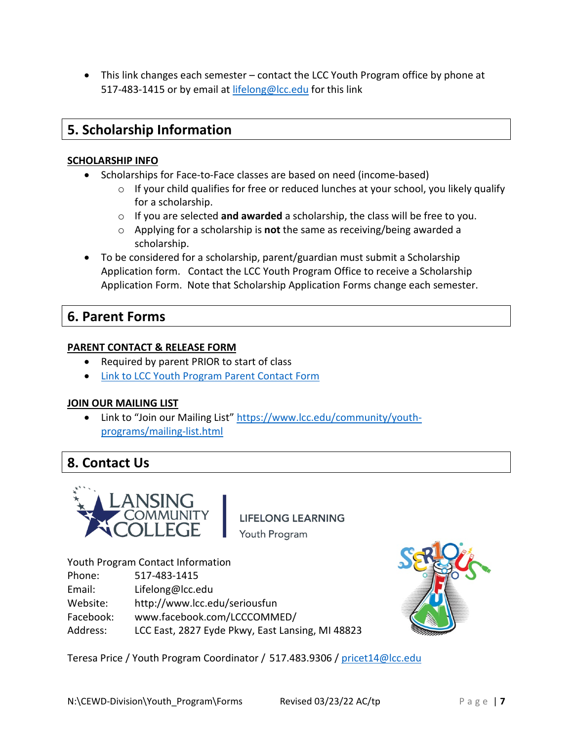- This link changes each semester – contact the LCC Youth Program office by phone at 517-483-1415 or by email at [lifelong@lcc.edu](mailto:lifelong@lcc.edu) for this link

## 5. Scholarship Information

**SCHOLARSHIP INFO**

- Scholarships for Face-to-Face classes are based on need (income-based)
  - If your child qualifies for free or reduced lunches at your school, you likely qualify for a scholarship.
  - If you are selected **and awarded** a scholarship, the class will be free to you.
  - Applying for a scholarship is **not** the same as receiving/being awarded a scholarship.
- To be considered for a scholarship, parent/guardian must submit a Scholarship Application form. Contact the LCC Youth Program Office to receive a Scholarship Application Form. Note that Scholarship Application Forms change each semester.

## 6. Parent Forms

**PARENT CONTACT & RELEASE FORM**

- Required by parent PRIOR to start of class
- Link to LCC Youth Program Parent Contact Form

**JOIN OUR MAILING LIST**

- Link to "Join our Mailing List" https://www.lcc.edu/community/youth-programs/mailing-list.html

## 8. Contact Us

LANSING COMMUNITY COLLEGE | LIFELONG LEARNING Youth Program

Youth Program Contact Information
Phone: 517-483-1415
Email: Lifelong@lcc.edu
Website: http://www.lcc.edu/seriousfun
Facebook: www.facebook.com/LCCCOMMED/
Address: LCC East, 2827 Eyde Pkwy, East Lansing, MI 48823

Teresa Price / Youth Program Coordinator / 517.483.9306 / pricet14@lcc.edu

N:\CEWD-Division\Youth_Program\Forms Revised 03/23/22 AC/tp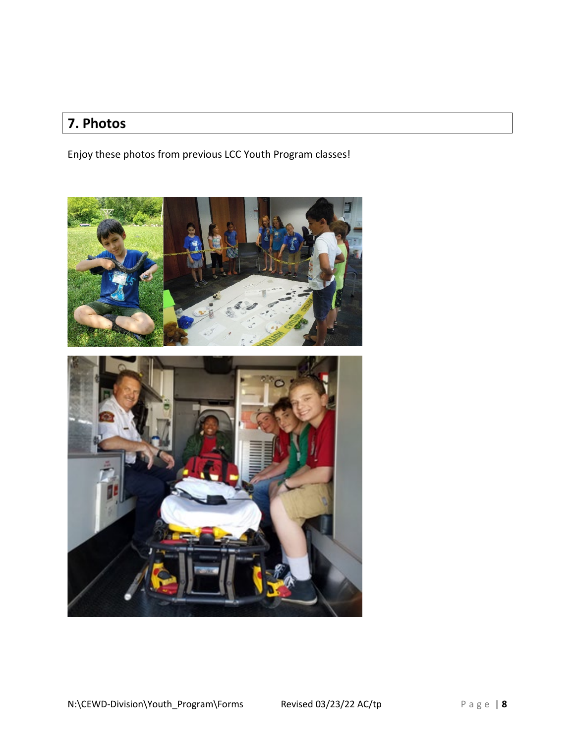## 7. Photos

Enjoy these photos from previous LCC Youth Program classes!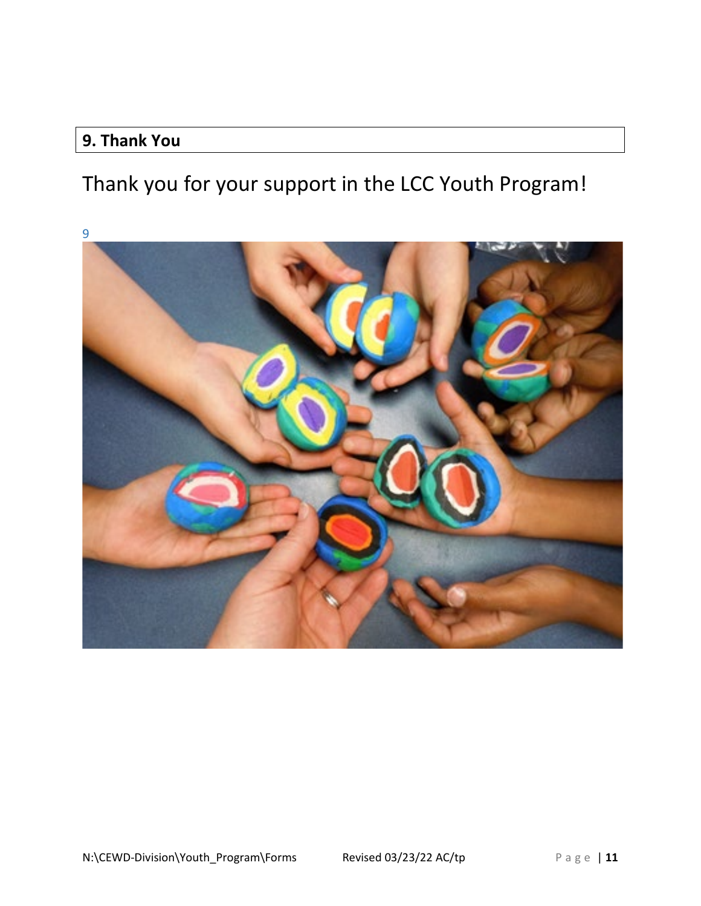## 9. Thank You

Thank you for your support in the LCC Youth Program!

9